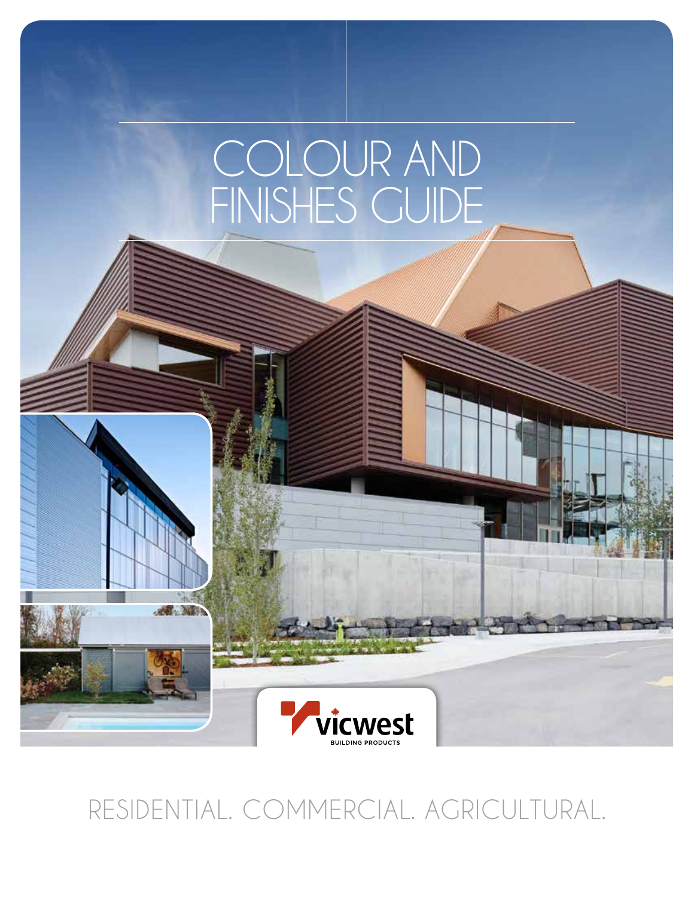# COLOUR AND FINISHES GUIDE

vicwest
BUILDING PRODUCTS

RESIDENTIAL. COMMERCIAL. AGRICULTURAL.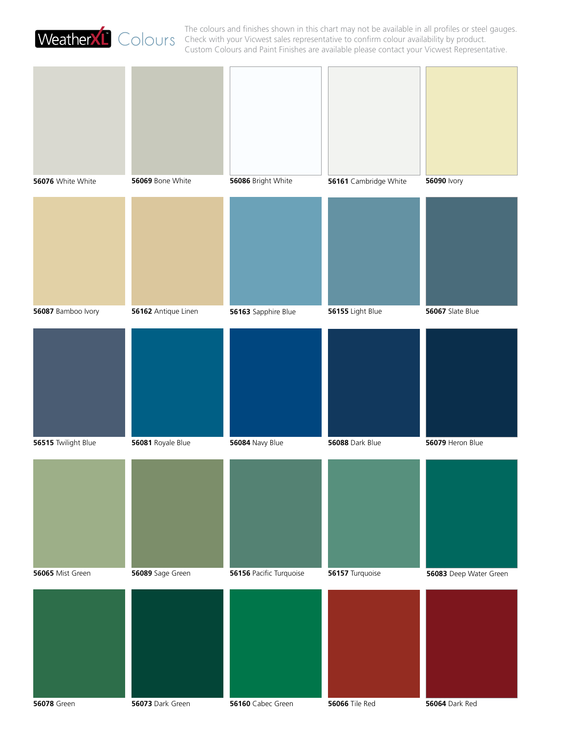# WeatherXL Colours

The colours and finishes shown in this chart may not be available in all profiles or steel gauges. Check with your Vicwest sales representative to confirm colour availability by product. Custom Colours and Paint Finishes are available please contact your Vicwest Representative.

| | | | | |
|---|---|---|---|---|
| **56076** White White | **56069** Bone White | **56086** Bright White | **56161** Cambridge White | **56090** Ivory |
| **56087** Bamboo Ivory | **56162** Antique Linen | **56163** Sapphire Blue | **56155** Light Blue | **56067** Slate Blue |
| **56515** Twilight Blue | **56081** Royale Blue | **56084** Navy Blue | **56088** Dark Blue | **56079** Heron Blue |
| **56065** Mist Green | **56089** Sage Green | **56156** Pacific Turquoise | **56157** Turquoise | **56083** Deep Water Green |
| **56078** Green | **56073** Dark Green | **56160** Cabec Green | **56066** Tile Red | **56064** Dark Red |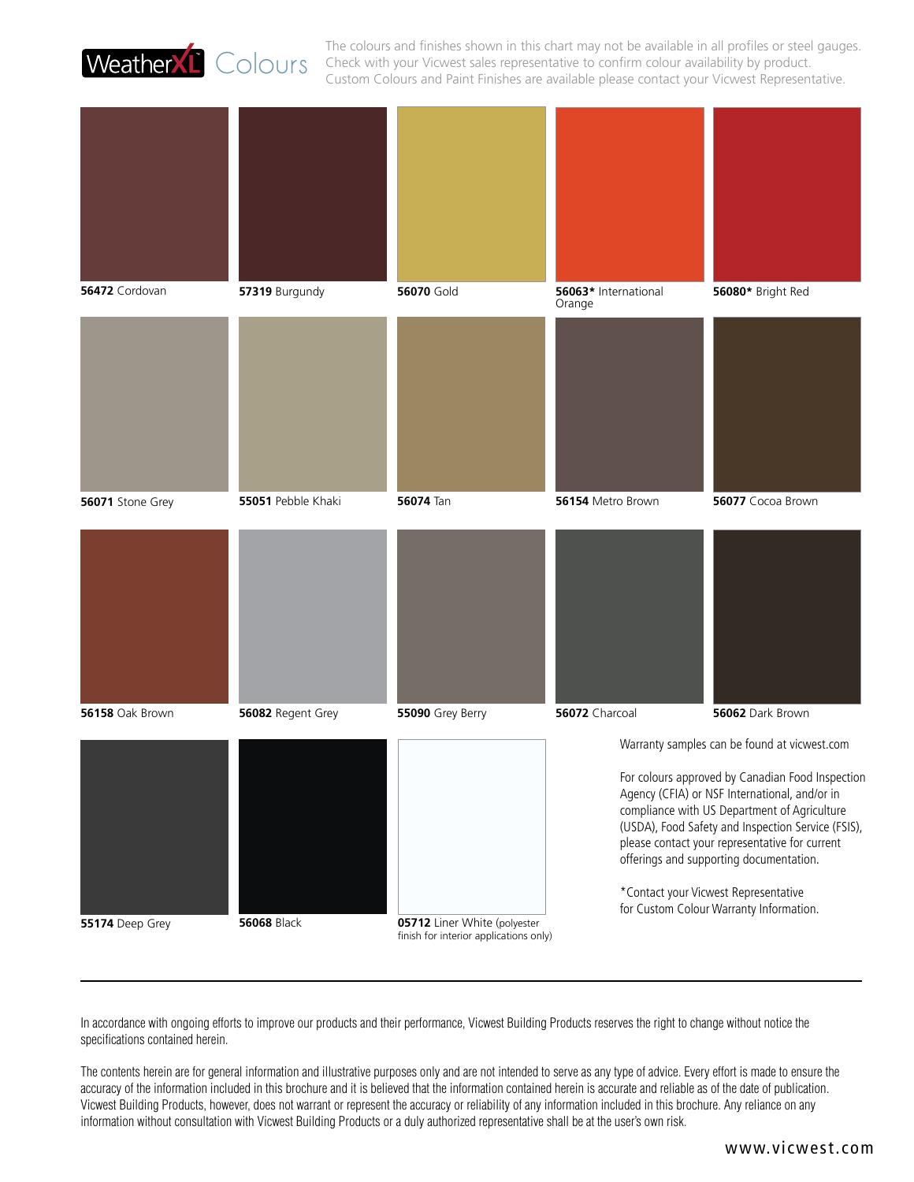# WeatherXL™ Colours

The colours and finishes shown in this chart may not be available in all profiles or steel gauges. Check with your Vicwest sales representative to confirm colour availability by product. Custom Colours and Paint Finishes are available please contact your Vicwest Representative.

**56472** Cordovan

**57319** Burgundy

**56070** Gold

**56063*** International Orange

**56080*** Bright Red

**56071** Stone Grey

**55051** Pebble Khaki

**56074** Tan

**56154** Metro Brown

**56077** Cocoa Brown

**56158** Oak Brown

**56082** Regent Grey

**55090** Grey Berry

**56072** Charcoal

**56062** Dark Brown

**55174** Deep Grey

**56068** Black

**05712** Liner White (polyester finish for interior applications only)

Warranty samples can be found at vicwest.com

For colours approved by Canadian Food Inspection Agency (CFIA) or NSF International, and/or in compliance with US Department of Agriculture (USDA), Food Safety and Inspection Service (FSIS), please contact your representative for current offerings and supporting documentation.

*Contact your Vicwest Representative for Custom Colour Warranty Information.

---

In accordance with ongoing efforts to improve our products and their performance, Vicwest Building Products reserves the right to change without notice the specifications contained herein.

The contents herein are for general information and illustrative purposes only and are not intended to serve as any type of advice. Every effort is made to ensure the accuracy of the information included in this brochure and it is believed that the information contained herein is accurate and reliable as of the date of publication. Vicwest Building Products, however, does not warrant or represent the accuracy or reliability of any information included in this brochure. Any reliance on any information without consultation with Vicwest Building Products or a duly authorized representative shall be at the user's own risk.

www.vicwest.com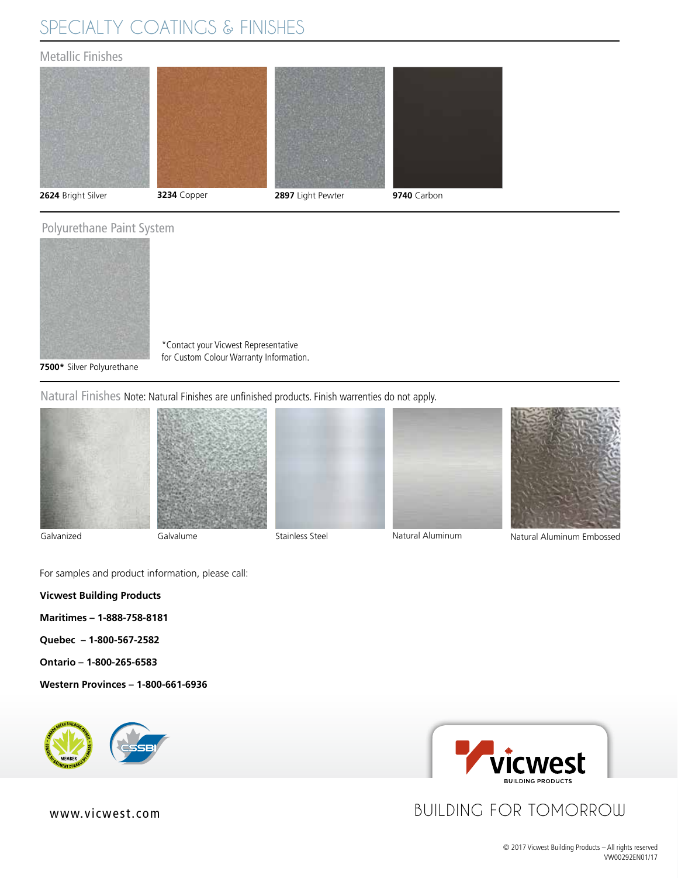# SPECIALTY COATINGS & FINISHES

## Metallic Finishes

**2624** Bright Silver

**3234** Copper

**2897** Light Pewter

**9740** Carbon

## Polyurethane Paint System

**7500*** Silver Polyurethane

*Contact your Vicwest Representative for Custom Colour Warranty Information.

## Natural Finishes

Note: Natural Finishes are unfinished products. Finish warrenties do not apply.

Galvanized

Galvalume

Stainless Steel

Natural Aluminum

Natural Aluminum Embossed

For samples and product information, please call:

**Vicwest Building Products**

**Maritimes – 1-888-758-8181**

**Quebec – 1-800-567-2582**

**Ontario – 1-800-265-6583**

**Western Provinces – 1-800-661-6936**

www.vicwest.com

BUILDING FOR TOMORROW

© 2017 Vicwest Building Products – All rights reserved
VW00292EN01/17